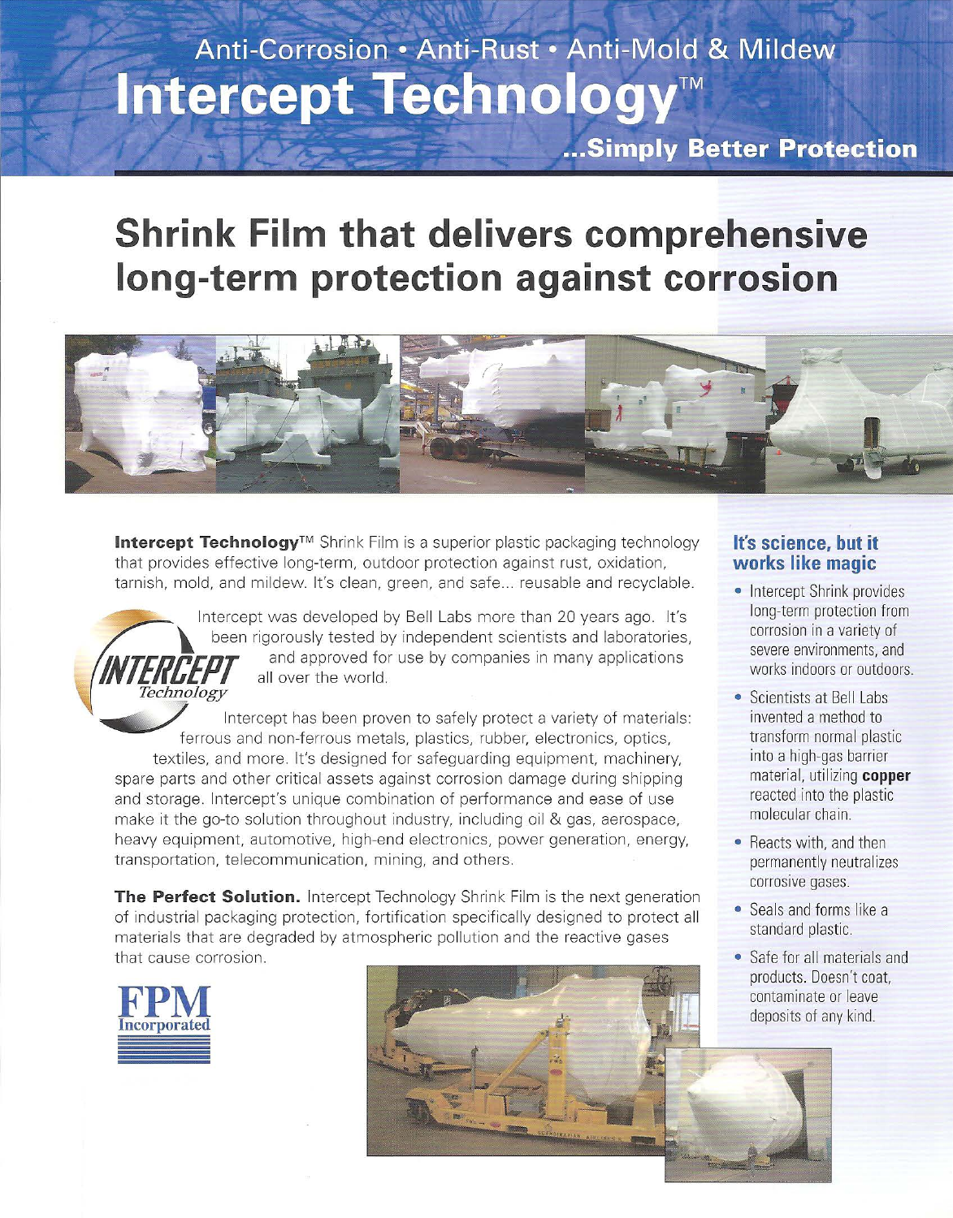Anti-Corrosion • Anti-Rust • Anti-Mold & Mildew

# Intercept Technology™

**...Simply Better Protection**

## Shrink Film that delivers comprehensive long-term protection against corrosion

**Intercept Technology**™ Shrink Film is a superior plastic packaging technology that provides effective long-term, outdoor protection against rust, oxidation, tarnish, mold, and mildew. It's clean, green, and safe... reusable and recyclable.

Intercept was developed by Bell Labs more than 20 years ago. It's been rigorously tested by independent scientists and laboratories, and approved for use by companies in many applications all over the world.

Intercept has been proven to safely protect a variety of materials: ferrous and non-ferrous metals, plastics, rubber, electronics, optics, textiles, and more. It's designed for safeguarding equipment, machinery, spare parts and other critical assets against corrosion damage during shipping and storage. Intercept's unique combination of performance and ease of use make it the go-to solution throughout industry, including oil & gas, aerospace, heavy equipment, automotive, high-end electronics, power generation, energy, transportation, telecommunication, mining, and others.

**The Perfect Solution.** Intercept Technology Shrink Film is the next generation of industrial packaging protection, fortification specifically designed to protect all materials that are degraded by atmospheric pollution and the reactive gases that cause corrosion.

### It's science, but it works like magic

- Intercept Shrink provides long-term protection from corrosion in a variety of severe environments, and works indoors or outdoors.
- Scientists at Bell Labs invented a method to transform normal plastic into a high-gas barrier material, utilizing **copper** reacted into the plastic molecular chain.
- Reacts with, and then permanently neutralizes corrosive gases.
- Seals and forms like a standard plastic.
- Safe for all materials and products. Doesn't coat, contaminate or leave deposits of any kind.

FPM Incorporated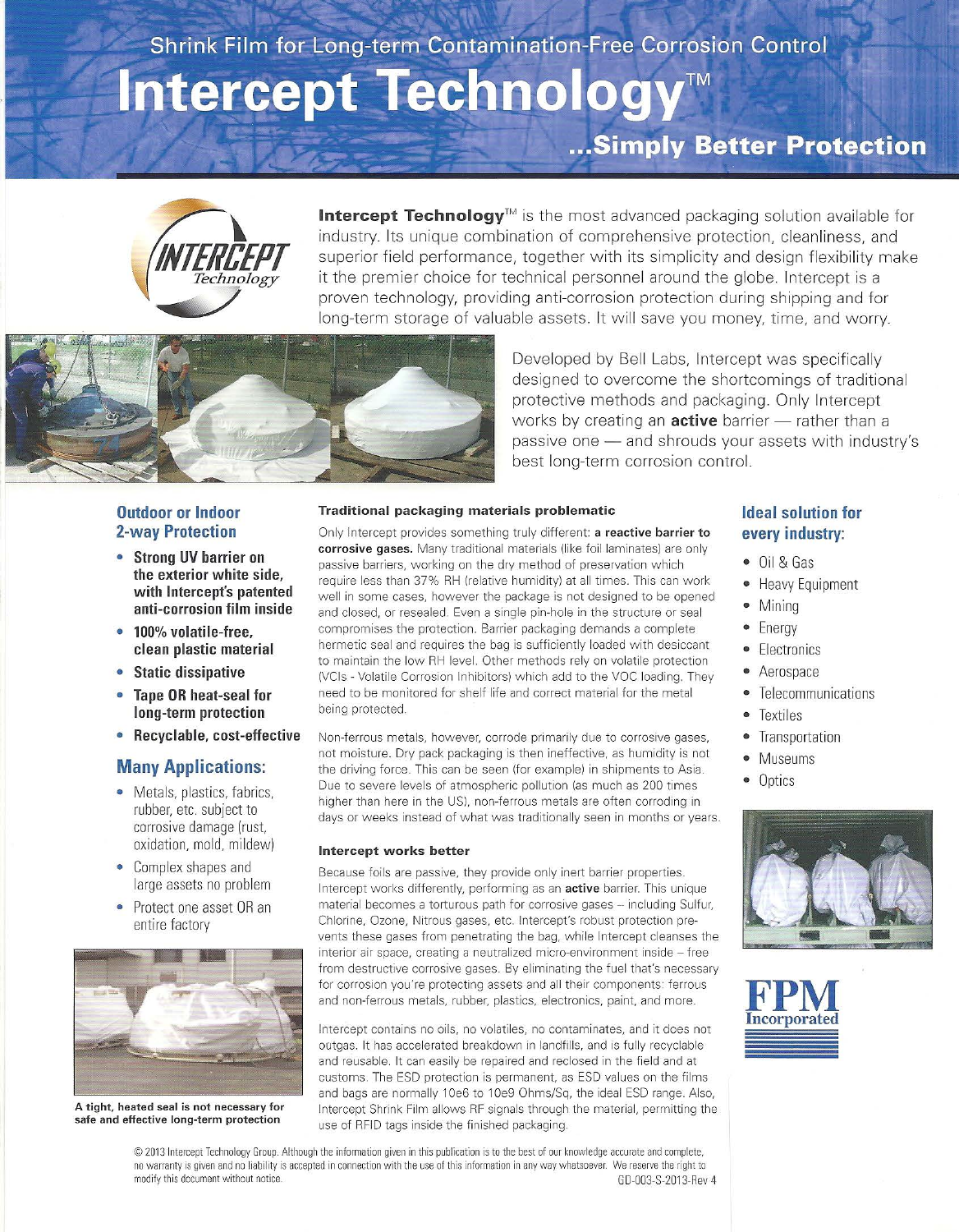Shrink Film for Long-term Contamination-Free Corrosion Control

# Intercept Technology™

## ...Simply Better Protection

**Intercept Technology**™ is the most advanced packaging solution available for industry. Its unique combination of comprehensive protection, cleanliness, and superior field performance, together with its simplicity and design flexibility make it the premier choice for technical personnel around the globe. Intercept is a proven technology, providing anti-corrosion protection during shipping and for long-term storage of valuable assets. It will save you money, time, and worry.

Developed by Bell Labs, Intercept was specifically designed to overcome the shortcomings of traditional protective methods and packaging. Only Intercept works by creating an **active** barrier — rather than a passive one — and shrouds your assets with industry's best long-term corrosion control.

### Outdoor or Indoor 2-way Protection

- **Strong UV barrier on the exterior white side, with Intercept's patented anti-corrosion film inside**
- **100% volatile-free, clean plastic material**
- **Static dissipative**
- **Tape OR heat-seal for long-term protection**
- **Recyclable, cost-effective**

### Many Applications:

- Metals, plastics, fabrics, rubber, etc. subject to corrosive damage (rust, oxidation, mold, mildew)
- Complex shapes and large assets no problem
- Protect one asset OR an entire factory

A tight, heated seal is not necessary for safe and effective long-term protection

### Traditional packaging materials problematic

Only Intercept provides something truly different: **a reactive barrier to corrosive gases.** Many traditional materials (like foil laminates) are only passive barriers, working on the dry method of preservation which require less than 37% RH (relative humidity) at all times. This can work well in some cases, however the package is not designed to be opened and closed, or resealed. Even a single pin-hole in the structure or seal compromises the protection. Barrier packaging demands a complete hermetic seal and requires the bag is sufficiently loaded with desiccant to maintain the low RH level. Other methods rely on volatile protection (VCIs - Volatile Corrosion Inhibitors) which add to the VOC loading. They need to be monitored for shelf life and correct material for the metal being protected.

Non-ferrous metals, however, corrode primarily due to corrosive gases, not moisture. Dry pack packaging is then ineffective, as humidity is not the driving force. This can be seen (for example) in shipments to Asia. Due to severe levels of atmospheric pollution (as much as 200 times higher than here in the US), non-ferrous metals are often corroding in days or weeks instead of what was traditionally seen in months or years.

### Intercept works better

Because foils are passive, they provide only inert barrier properties. Intercept works differently, performing as an **active** barrier. This unique material becomes a torturous path for corrosive gases – including Sulfur, Chlorine, Ozone, Nitrous gases, etc. Intercept's robust protection prevents these gases from penetrating the bag, while Intercept cleanses the interior air space, creating a neutralized micro-environment inside – free from destructive corrosive gases. By eliminating the fuel that's necessary for corrosion you're protecting assets and all their components: ferrous and non-ferrous metals, rubber, plastics, electronics, paint, and more.

Intercept contains no oils, no volatiles, no contaminates, and it does not outgas. It has accelerated breakdown in landfills, and is fully recyclable and reusable. It can easily be repaired and reclosed in the field and at customs. The ESD protection is permanent, as ESD values on the films and bags are normally 10e6 to 10e9 Ohms/Sq, the ideal ESD range. Also, Intercept Shrink Film allows RF signals through the material, permitting the use of RFID tags inside the finished packaging.

### Ideal solution for every industry:

- Oil & Gas
- Heavy Equipment
- Mining
- Energy
- Electronics
- Aerospace
- Telecommunications
- Textiles
- Transportation
- Museums
- Optics

FPM Incorporated

© 2013 Intercept Technology Group. Although the information given in this publication is to the best of our knowledge accurate and complete, no warranty is given and no liability is accepted in connection with the use of this information in any way whatsoever. We reserve the right to modify this document without notice.

GD-003-S-2013-Rev 4